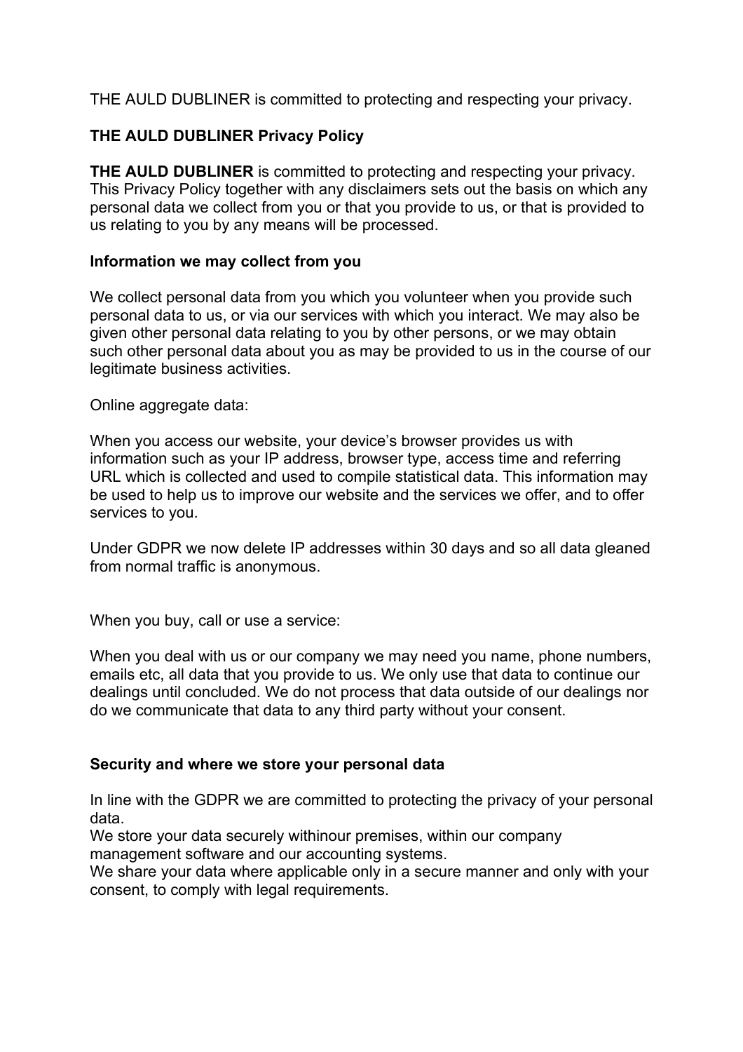THE AULD DUBLINER is committed to protecting and respecting your privacy.

## THE AULD DUBLINER Privacy Policy

**THE AULD DUBLINER** is committed to protecting and respecting your privacy. This Privacy Policy together with any disclaimers sets out the basis on which any personal data we collect from you or that you provide to us, or that is provided to us relating to you by any means will be processed.

### Information we may collect from you

We collect personal data from you which you volunteer when you provide such personal data to us, or via our services with which you interact. We may also be given other personal data relating to you by other persons, or we may obtain such other personal data about you as may be provided to us in the course of our legitimate business activities.

Online aggregate data:

When you access our website, your device's browser provides us with information such as your IP address, browser type, access time and referring URL which is collected and used to compile statistical data. This information may be used to help us to improve our website and the services we offer, and to offer services to you.

Under GDPR we now delete IP addresses within 30 days and so all data gleaned from normal traffic is anonymous.

When you buy, call or use a service:

When you deal with us or our company we may need you name, phone numbers, emails etc, all data that you provide to us. We only use that data to continue our dealings until concluded. We do not process that data outside of our dealings nor do we communicate that data to any third party without your consent.

### Security and where we store your personal data

In line with the GDPR we are committed to protecting the privacy of your personal data.
We store your data securely withinour premises, within our company management software and our accounting systems.
We share your data where applicable only in a secure manner and only with your consent, to comply with legal requirements.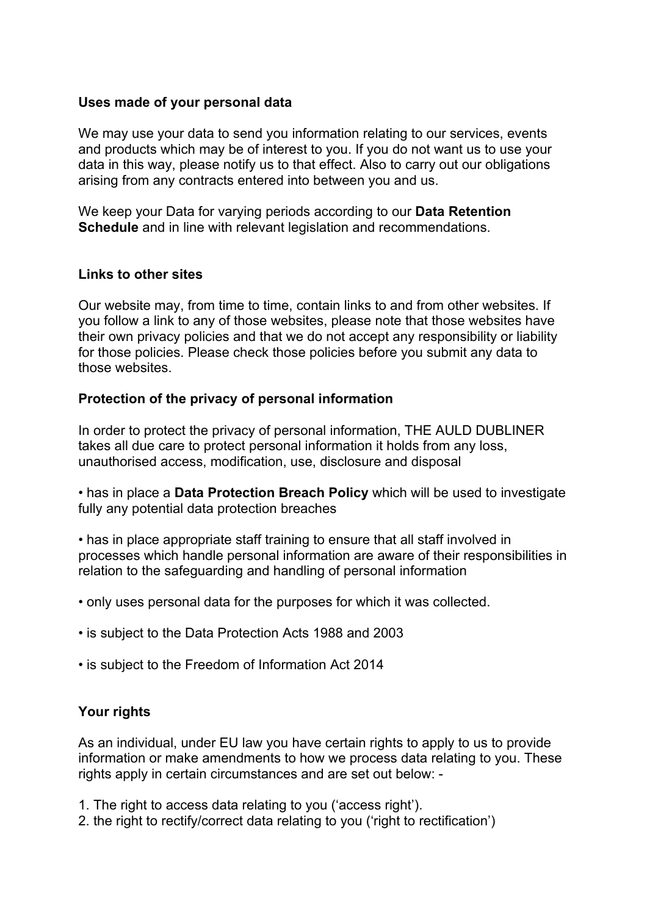**Uses made of your personal data**

We may use your data to send you information relating to our services, events and products which may be of interest to you. If you do not want us to use your data in this way, please notify us to that effect. Also to carry out our obligations arising from any contracts entered into between you and us.

We keep your Data for varying periods according to our **Data Retention Schedule** and in line with relevant legislation and recommendations.

**Links to other sites**

Our website may, from time to time, contain links to and from other websites. If you follow a link to any of those websites, please note that those websites have their own privacy policies and that we do not accept any responsibility or liability for those policies. Please check those policies before you submit any data to those websites.

**Protection of the privacy of personal information**

In order to protect the privacy of personal information, THE AULD DUBLINER takes all due care to protect personal information it holds from any loss, unauthorised access, modification, use, disclosure and disposal

• has in place a **Data Protection Breach Policy** which will be used to investigate fully any potential data protection breaches

• has in place appropriate staff training to ensure that all staff involved in processes which handle personal information are aware of their responsibilities in relation to the safeguarding and handling of personal information

• only uses personal data for the purposes for which it was collected.

• is subject to the Data Protection Acts 1988 and 2003

• is subject to the Freedom of Information Act 2014

**Your rights**

As an individual, under EU law you have certain rights to apply to us to provide information or make amendments to how we process data relating to you. These rights apply in certain circumstances and are set out below: -

1. The right to access data relating to you ('access right').
2. the right to rectify/correct data relating to you ('right to rectification')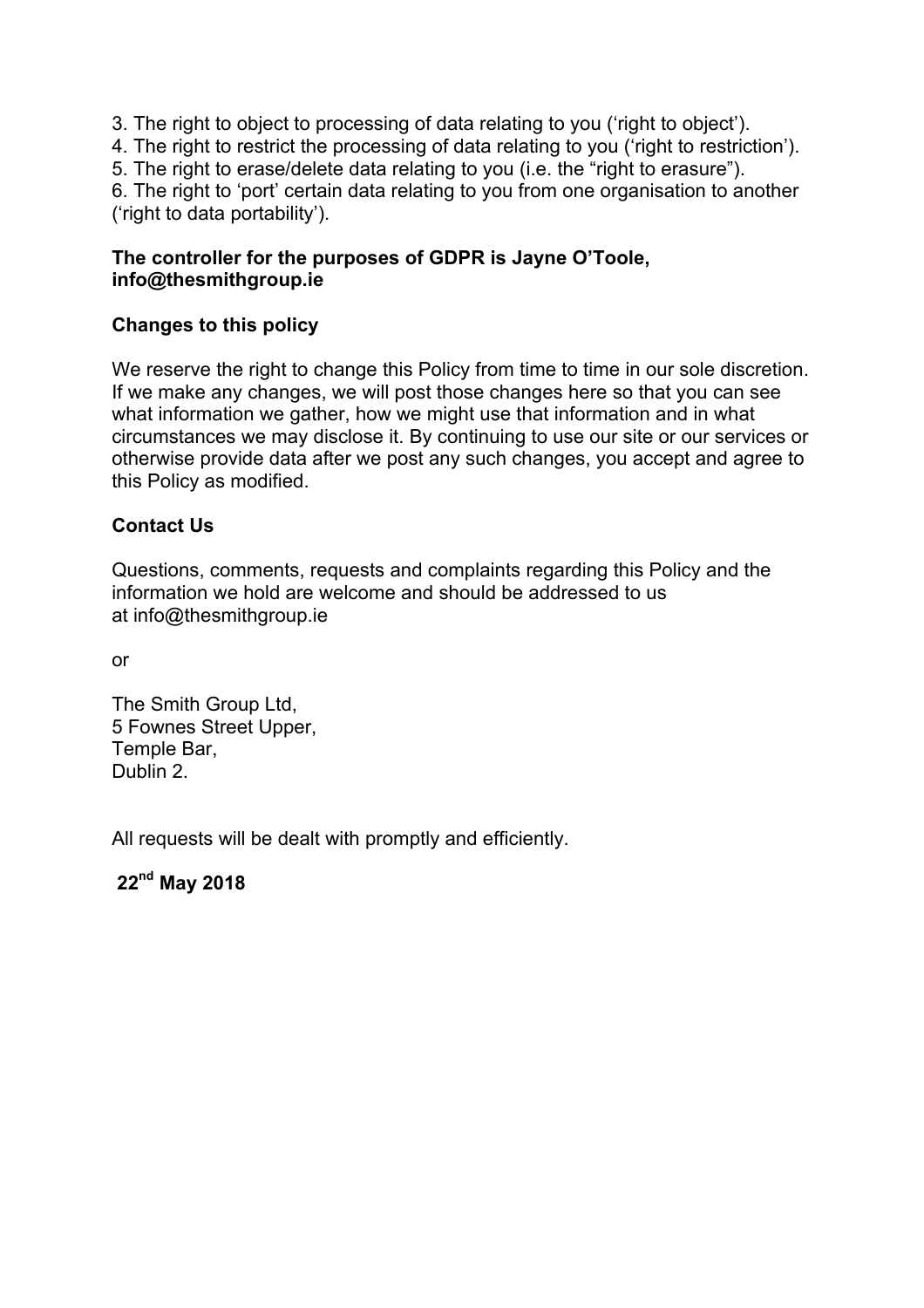3. The right to object to processing of data relating to you (‘right to object’).
4. The right to restrict the processing of data relating to you (‘right to restriction’).
5. The right to erase/delete data relating to you (i.e. the “right to erasure”).
6. The right to ‘port’ certain data relating to you from one organisation to another (‘right to data portability’).

**The controller for the purposes of GDPR is Jayne O’Toole, info@thesmithgroup.ie**

**Changes to this policy**

We reserve the right to change this Policy from time to time in our sole discretion. If we make any changes, we will post those changes here so that you can see what information we gather, how we might use that information and in what circumstances we may disclose it. By continuing to use our site or our services or otherwise provide data after we post any such changes, you accept and agree to this Policy as modified.

**Contact Us**

Questions, comments, requests and complaints regarding this Policy and the information we hold are welcome and should be addressed to us at info@thesmithgroup.ie

or

The Smith Group Ltd,
5 Fownes Street Upper,
Temple Bar,
Dublin 2.

All requests will be dealt with promptly and efficiently.

**22nd May 2018**